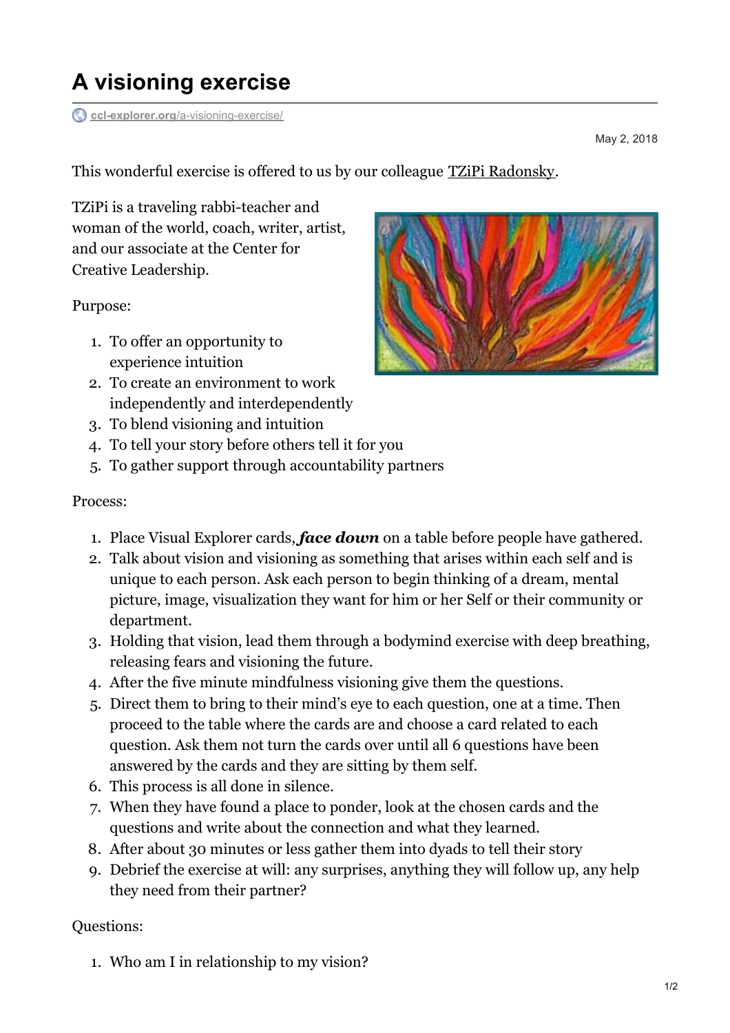# A visioning exercise

ccl-explorer.org/a-visioning-exercise/

May 2, 2018

This wonderful exercise is offered to us by our colleague TZiPi Radonsky.

TZiPi is a traveling rabbi-teacher and woman of the world, coach, writer, artist, and our associate at the Center for Creative Leadership.

Purpose:

1. To offer an opportunity to experience intuition
2. To create an environment to work independently and interdependently
3. To blend visioning and intuition
4. To tell your story before others tell it for you
5. To gather support through accountability partners

Process:

1. Place Visual Explorer cards, ***face down*** on a table before people have gathered.
2. Talk about vision and visioning as something that arises within each self and is unique to each person. Ask each person to begin thinking of a dream, mental picture, image, visualization they want for him or her Self or their community or department.
3. Holding that vision, lead them through a bodymind exercise with deep breathing, releasing fears and visioning the future.
4. After the five minute mindfulness visioning give them the questions.
5. Direct them to bring to their mind's eye to each question, one at a time. Then proceed to the table where the cards are and choose a card related to each question. Ask them not turn the cards over until all 6 questions have been answered by the cards and they are sitting by them self.
6. This process is all done in silence.
7. When they have found a place to ponder, look at the chosen cards and the questions and write about the connection and what they learned.
8. After about 30 minutes or less gather them into dyads to tell their story
9. Debrief the exercise at will: any surprises, anything they will follow up, any help they need from their partner?

Questions:

1. Who am I in relationship to my vision?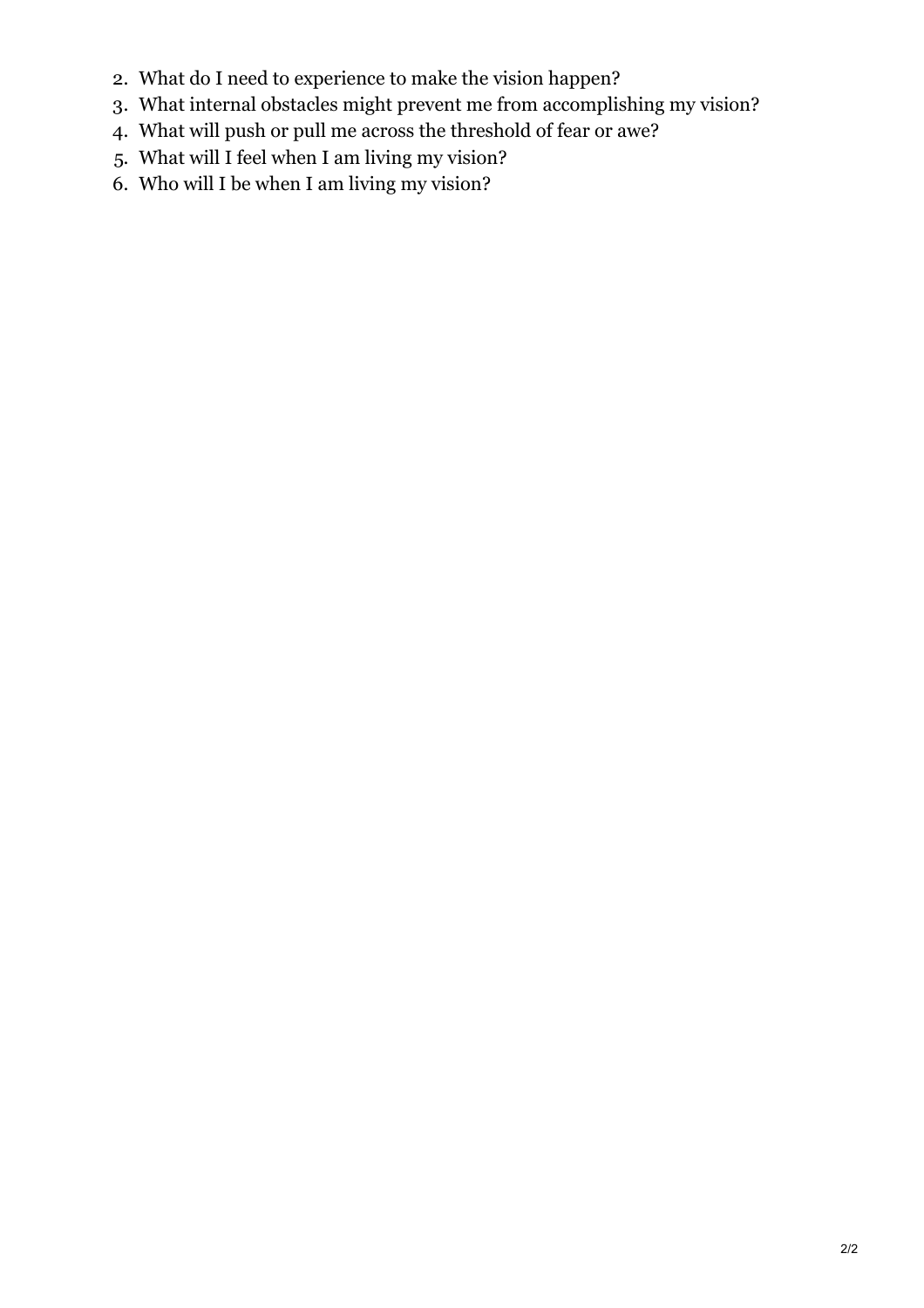2. What do I need to experience to make the vision happen?
3. What internal obstacles might prevent me from accomplishing my vision?
4. What will push or pull me across the threshold of fear or awe?
5. What will I feel when I am living my vision?
6. Who will I be when I am living my vision?